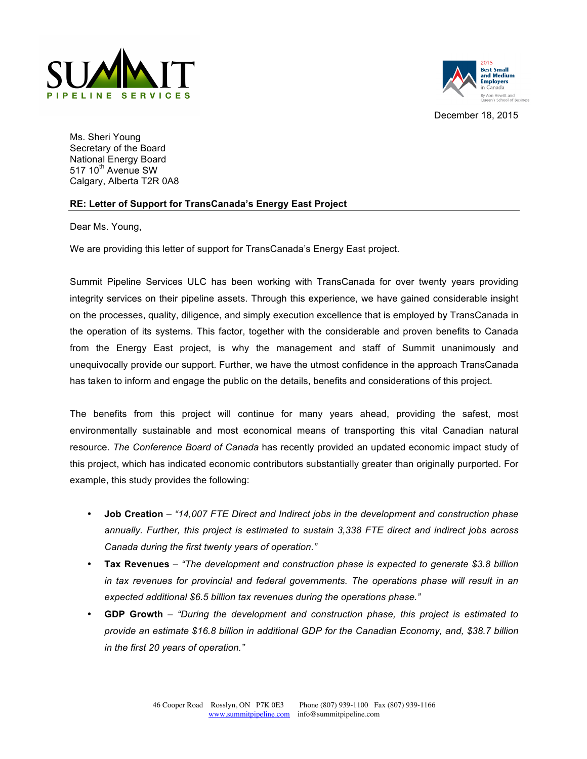SUMMIT PIPELINE SERVICES

2015 Best Small and Medium Employers in Canada
By Aon Hewitt and Queen's School of Business

December 18, 2015

Ms. Sheri Young
Secretary of the Board
National Energy Board
517 10th Avenue SW
Calgary, Alberta T2R 0A8

**RE: Letter of Support for TransCanada's Energy East Project**

Dear Ms. Young,

We are providing this letter of support for TransCanada's Energy East project.

Summit Pipeline Services ULC has been working with TransCanada for over twenty years providing integrity services on their pipeline assets. Through this experience, we have gained considerable insight on the processes, quality, diligence, and simply execution excellence that is employed by TransCanada in the operation of its systems. This factor, together with the considerable and proven benefits to Canada from the Energy East project, is why the management and staff of Summit unanimously and unequivocally provide our support. Further, we have the utmost confidence in the approach TransCanada has taken to inform and engage the public on the details, benefits and considerations of this project.

The benefits from this project will continue for many years ahead, providing the safest, most environmentally sustainable and most economical means of transporting this vital Canadian natural resource. *The Conference Board of Canada* has recently provided an updated economic impact study of this project, which has indicated economic contributors substantially greater than originally purported. For example, this study provides the following:

- **Job Creation** – *"14,007 FTE Direct and Indirect jobs in the development and construction phase annually. Further, this project is estimated to sustain 3,338 FTE direct and indirect jobs across Canada during the first twenty years of operation."*
- **Tax Revenues** – *"The development and construction phase is expected to generate $3.8 billion in tax revenues for provincial and federal governments. The operations phase will result in an expected additional $6.5 billion tax revenues during the operations phase."*
- **GDP Growth** – *"During the development and construction phase, this project is estimated to provide an estimate $16.8 billion in additional GDP for the Canadian Economy, and, $38.7 billion in the first 20 years of operation."*

46 Cooper Road Rosslyn, ON P7K 0E3 Phone (807) 939-1100 Fax (807) 939-1166
www.summitpipeline.com info@summitpipeline.com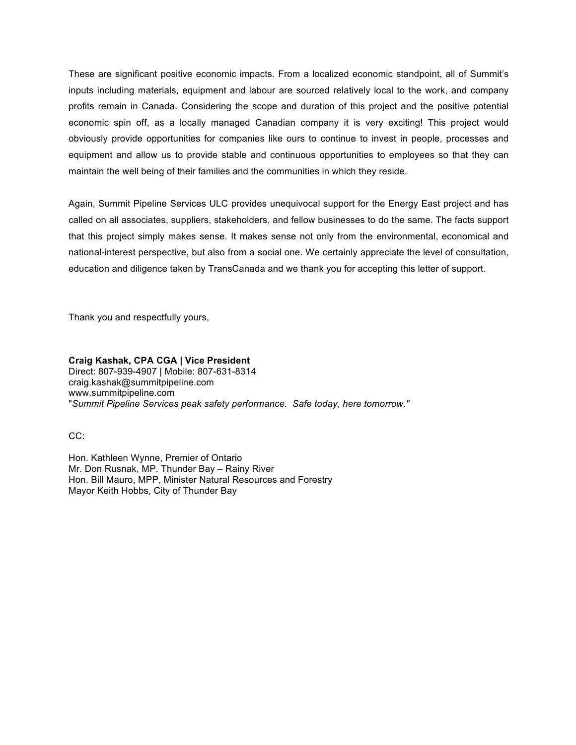These are significant positive economic impacts. From a localized economic standpoint, all of Summit's inputs including materials, equipment and labour are sourced relatively local to the work, and company profits remain in Canada. Considering the scope and duration of this project and the positive potential economic spin off, as a locally managed Canadian company it is very exciting! This project would obviously provide opportunities for companies like ours to continue to invest in people, processes and equipment and allow us to provide stable and continuous opportunities to employees so that they can maintain the well being of their families and the communities in which they reside.

Again, Summit Pipeline Services ULC provides unequivocal support for the Energy East project and has called on all associates, suppliers, stakeholders, and fellow businesses to do the same. The facts support that this project simply makes sense. It makes sense not only from the environmental, economical and national-interest perspective, but also from a social one. We certainly appreciate the level of consultation, education and diligence taken by TransCanada and we thank you for accepting this letter of support.

Thank you and respectfully yours,

**Craig Kashak, CPA CGA | Vice President**
Direct: 807-939-4907 | Mobile: 807-631-8314
craig.kashak@summitpipeline.com
www.summitpipeline.com
"*Summit Pipeline Services peak safety performance. Safe today, here tomorrow."*

CC:

Hon. Kathleen Wynne, Premier of Ontario
Mr. Don Rusnak, MP. Thunder Bay – Rainy River
Hon. Bill Mauro, MPP, Minister Natural Resources and Forestry
Mayor Keith Hobbs, City of Thunder Bay